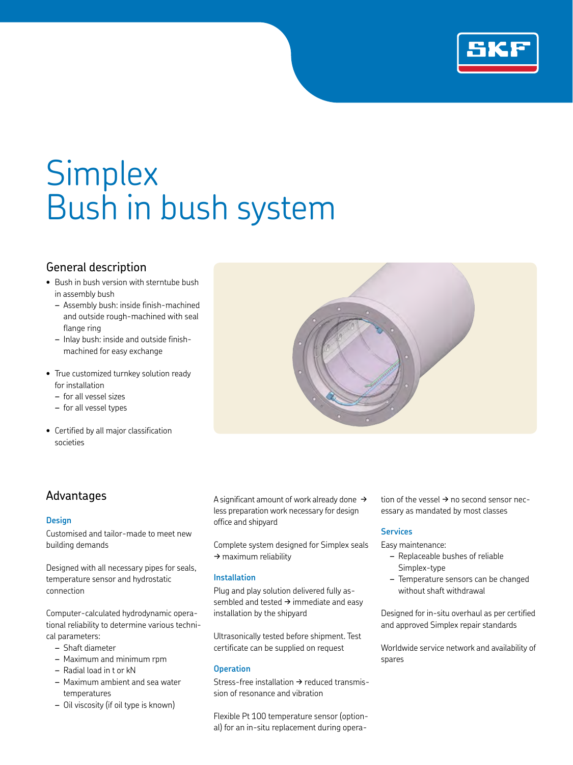# Simplex
# Bush in bush system

## General description

- Bush in bush version with sterntube bush in assembly bush
  - Assembly bush: inside finish-machined and outside rough-machined with seal flange ring
  - Inlay bush: inside and outside finish-machined for easy exchange
- True customized turnkey solution ready for installation
  - for all vessel sizes
  - for all vessel types
- Certified by all major classification societies

## Advantages

### Design

Customised and tailor-made to meet new building demands

Designed with all necessary pipes for seals, temperature sensor and hydrostatic connection

Computer-calculated hydrodynamic operational reliability to determine various technical parameters:

- Shaft diameter
- Maximum and minimum rpm
- Radial load in t or kN
- Maximum ambient and sea water temperatures
- Oil viscosity (if oil type is known)

A significant amount of work already done → less preparation work necessary for design office and shipyard

Complete system designed for Simplex seals → maximum reliability

### Installation

Plug and play solution delivered fully assembled and tested → immediate and easy installation by the shipyard

Ultrasonically tested before shipment. Test certificate can be supplied on request

### Operation

Stress-free installation → reduced transmission of resonance and vibration

Flexible Pt 100 temperature sensor (optional) for an in-situ replacement during operation of the vessel → no second sensor necessary as mandated by most classes

### Services

Easy maintenance:

- Replaceable bushes of reliable Simplex-type
- Temperature sensors can be changed without shaft withdrawal

Designed for in-situ overhaul as per certified and approved Simplex repair standards

Worldwide service network and availability of spares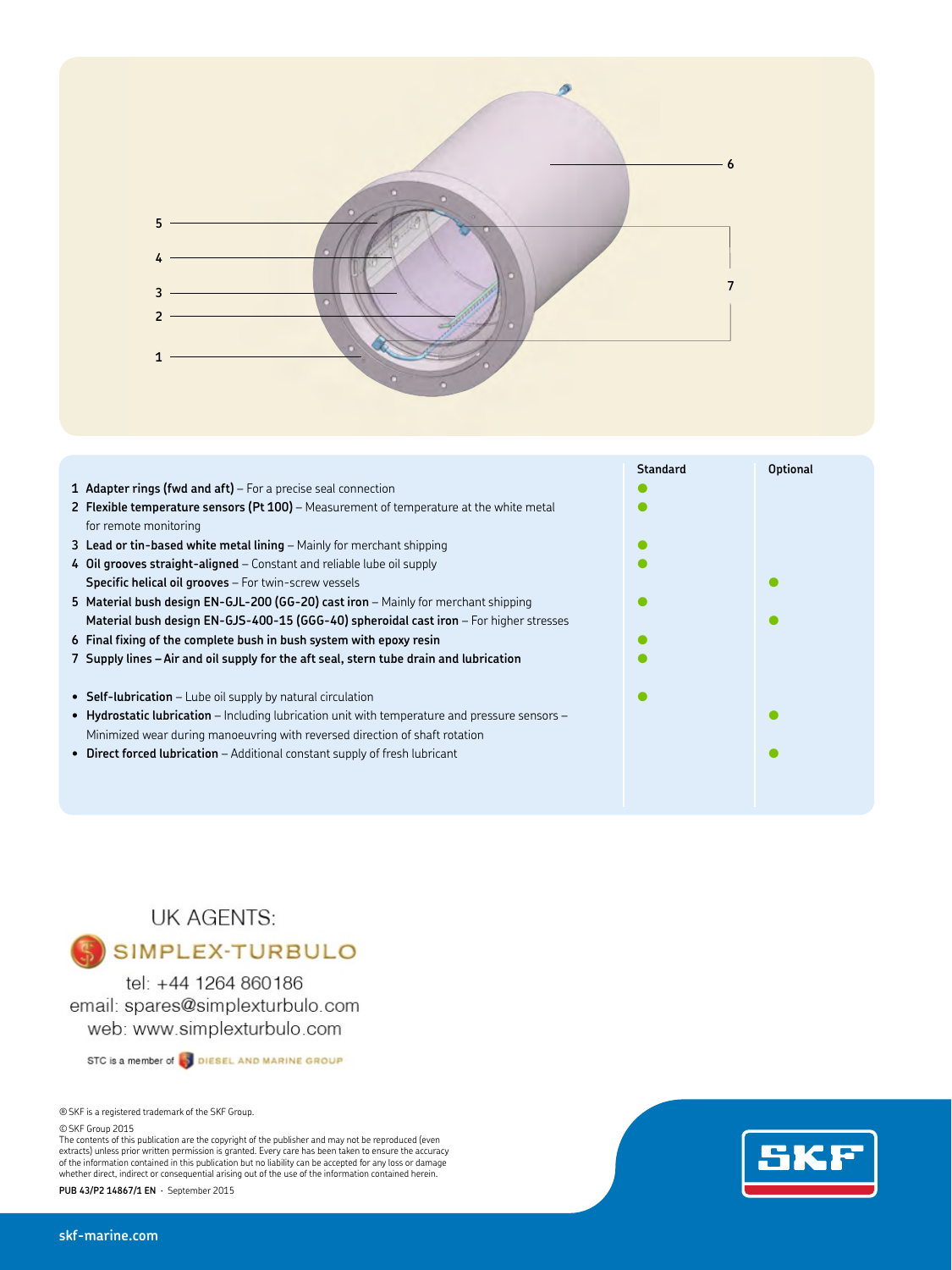1
2
3
4
5
6
7

| | Standard | Optional |
|---|---|---|
| 1 **Adapter rings (fwd and aft)** – For a precise seal connection | ● | |
| 2 **Flexible temperature sensors (Pt 100)** – Measurement of temperature at the white metal for remote monitoring | ● | |
| 3 **Lead or tin-based white metal lining** – Mainly for merchant shipping | ● | |
| 4 **Oil grooves straight-aligned** – Constant and reliable lube oil supply | ● | |
| **Specific helical oil grooves** – For twin-screw vessels | | ● |
| 5 **Material bush design EN-GJL-200 (GG-20) cast iron** – Mainly for merchant shipping | ● | |
| **Material bush design EN-GJS-400-15 (GGG-40) spheroidal cast iron** – For higher stresses | | ● |
| 6 **Final fixing of the complete bush in bush system with epoxy resin** | ● | |
| 7 **Supply lines – Air and oil supply for the aft seal, stern tube drain and lubrication** | ● | |
| • **Self-lubrication** – Lube oil supply by natural circulation | ● | |
| • **Hydrostatic lubrication** – Including lubrication unit with temperature and pressure sensors – Minimized wear during manoeuvring with reversed direction of shaft rotation | | ● |
| • **Direct forced lubrication** – Additional constant supply of fresh lubricant | | ● |

UK AGENTS:

SIMPLEX-TURBULO

tel: +44 1264 860186
email: spares@simplexturbulo.com
web: www.simplexturbulo.com

STC is a member of DIESEL AND MARINE GROUP

® SKF is a registered trademark of the SKF Group.

© SKF Group 2015
The contents of this publication are the copyright of the publisher and may not be reproduced (even extracts) unless prior written permission is granted. Every care has been taken to ensure the accuracy of the information contained in this publication but no liability can be accepted for any loss or damage whether direct, indirect or consequential arising out of the use of the information contained herein.

**PUB 43/P2 14867/1 EN** · September 2015

SKF

**skf-marine.com**